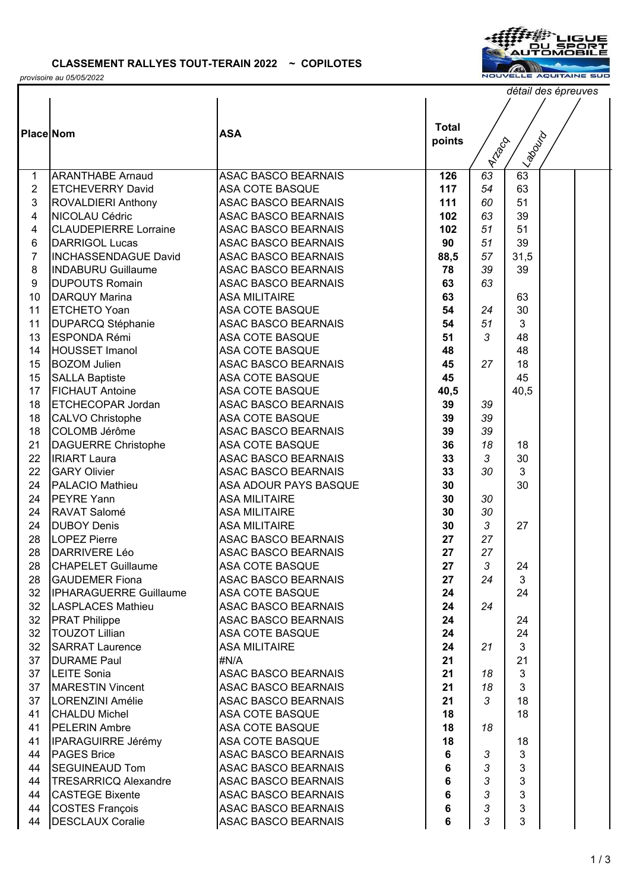**CLASSEMENT RALLYES TOUT-TERAIN 2022 ~ COPILOTES**

*provisoire au 05/05/2022*

| Place | Nom | ASA | Total points | Arzacq | Labourd | | |
|---|---|---|---|---|---|---|---|
| | | | | *détail des épreuves* | | | |
| 1 | ARANTHABE Arnaud | ASAC BASCO BEARNAIS | **126** | *63* | 63 | | |
| 2 | ETCHEVERRY David | ASA COTE BASQUE | **117** | *54* | 63 | | |
| 3 | ROVALDIERI Anthony | ASAC BASCO BEARNAIS | **111** | *60* | 51 | | |
| 4 | NICOLAU Cédric | ASAC BASCO BEARNAIS | **102** | *63* | 39 | | |
| 4 | CLAUDEPIERRE Lorraine | ASAC BASCO BEARNAIS | **102** | *51* | 51 | | |
| 6 | DARRIGOL Lucas | ASAC BASCO BEARNAIS | **90** | *51* | 39 | | |
| 7 | INCHASSENDAGUE David | ASAC BASCO BEARNAIS | **88,5** | *57* | 31,5 | | |
| 8 | INDABURU Guillaume | ASAC BASCO BEARNAIS | **78** | *39* | 39 | | |
| 9 | DUPOUTS Romain | ASAC BASCO BEARNAIS | **63** | *63* | | | |
| 10 | DARQUY Marina | ASA MILITAIRE | **63** | | 63 | | |
| 11 | ETCHETO Yoan | ASA COTE BASQUE | **54** | *24* | 30 | | |
| 11 | DUPARCQ Stéphanie | ASAC BASCO BEARNAIS | **54** | *51* | 3 | | |
| 13 | ESPONDA Rémi | ASA COTE BASQUE | **51** | *3* | 48 | | |
| 14 | HOUSSET Imanol | ASA COTE BASQUE | **48** | | 48 | | |
| 15 | BOZOM Julien | ASAC BASCO BEARNAIS | **45** | *27* | 18 | | |
| 15 | SALLA Baptiste | ASA COTE BASQUE | **45** | | 45 | | |
| 17 | FICHAUT Antoine | ASA COTE BASQUE | **40,5** | | 40,5 | | |
| 18 | ETCHECOPAR Jordan | ASAC BASCO BEARNAIS | **39** | *39* | | | |
| 18 | CALVO Christophe | ASA COTE BASQUE | **39** | *39* | | | |
| 18 | COLOMB Jérôme | ASAC BASCO BEARNAIS | **39** | *39* | | | |
| 21 | DAGUERRE Christophe | ASA COTE BASQUE | **36** | *18* | 18 | | |
| 22 | IRIART Laura | ASAC BASCO BEARNAIS | **33** | *3* | 30 | | |
| 22 | GARY Olivier | ASAC BASCO BEARNAIS | **33** | *30* | 3 | | |
| 24 | PALACIO Mathieu | ASA ADOUR PAYS BASQUE | **30** | | 30 | | |
| 24 | PEYRE Yann | ASA MILITAIRE | **30** | *30* | | | |
| 24 | RAVAT Salomé | ASA MILITAIRE | **30** | *30* | | | |
| 24 | DUBOY Denis | ASA MILITAIRE | **30** | *3* | 27 | | |
| 28 | LOPEZ Pierre | ASAC BASCO BEARNAIS | **27** | *27* | | | |
| 28 | DARRIVERE Léo | ASAC BASCO BEARNAIS | **27** | *27* | | | |
| 28 | CHAPELET Guillaume | ASA COTE BASQUE | **27** | *3* | 24 | | |
| 28 | GAUDEMER Fiona | ASAC BASCO BEARNAIS | **27** | *24* | 3 | | |
| 32 | IPHARAGUERRE Guillaume | ASA COTE BASQUE | **24** | | 24 | | |
| 32 | LASPLACES Mathieu | ASAC BASCO BEARNAIS | **24** | *24* | | | |
| 32 | PRAT Philippe | ASAC BASCO BEARNAIS | **24** | | 24 | | |
| 32 | TOUZOT Lillian | ASA COTE BASQUE | **24** | | 24 | | |
| 32 | SARRAT Laurence | ASA MILITAIRE | **24** | *21* | 3 | | |
| 37 | DURAME Paul | #N/A | **21** | | 21 | | |
| 37 | LEITE Sonia | ASAC BASCO BEARNAIS | **21** | *18* | 3 | | |
| 37 | MARESTIN Vincent | ASAC BASCO BEARNAIS | **21** | *18* | 3 | | |
| 37 | LORENZINI Amélie | ASAC BASCO BEARNAIS | **21** | *3* | 18 | | |
| 41 | CHALDU Michel | ASA COTE BASQUE | **18** | | 18 | | |
| 41 | PELERIN Ambre | ASA COTE BASQUE | **18** | *18* | | | |
| 41 | IPARAGUIRRE Jérémy | ASA COTE BASQUE | **18** | | 18 | | |
| 44 | PAGES Brice | ASAC BASCO BEARNAIS | **6** | *3* | 3 | | |
| 44 | SEGUINEAUD Tom | ASAC BASCO BEARNAIS | **6** | *3* | 3 | | |
| 44 | TRESARRICQ Alexandre | ASAC BASCO BEARNAIS | **6** | *3* | 3 | | |
| 44 | CASTEGE Bixente | ASAC BASCO BEARNAIS | **6** | *3* | 3 | | |
| 44 | COSTES François | ASAC BASCO BEARNAIS | **6** | *3* | 3 | | |
| 44 | DESCLAUX Coralie | ASAC BASCO BEARNAIS | **6** | *3* | 3 | | |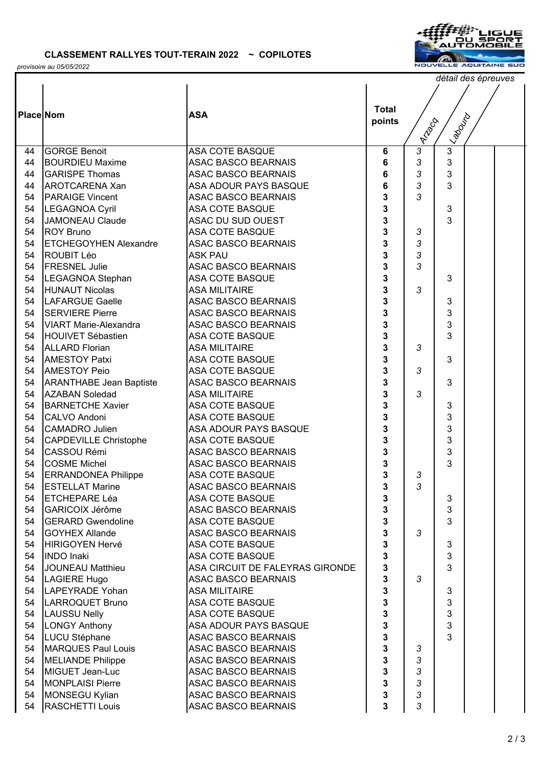**CLASSEMENT RALLYES TOUT-TERAIN 2022 ~ COPILOTES**

*provisoire au 05/05/2022*

LIGUE DU SPORT AUTOMOBILE NOUVELLE AQUITAINE SUD

| Place | Nom | ASA | Total points | Arzacq | Labourd | | |
|---|---|---|---|---|---|---|---|
| 44 | GORGE Benoit | ASA COTE BASQUE | **6** | *3* | 3 | | |
| 44 | BOURDIEU Maxime | ASAC BASCO BEARNAIS | **6** | *3* | 3 | | |
| 44 | GARISPE Thomas | ASAC BASCO BEARNAIS | **6** | *3* | 3 | | |
| 44 | AROTCARENA Xan | ASA ADOUR PAYS BASQUE | **6** | *3* | 3 | | |
| 54 | PARAIGE Vincent | ASAC BASCO BEARNAIS | **3** | *3* | | | |
| 54 | LEGAGNOA Cyril | ASA COTE BASQUE | **3** | | 3 | | |
| 54 | JAMONEAU Claude | ASAC DU SUD OUEST | **3** | | 3 | | |
| 54 | ROY Bruno | ASA COTE BASQUE | **3** | *3* | | | |
| 54 | ETCHEGOYHEN Alexandre | ASAC BASCO BEARNAIS | **3** | *3* | | | |
| 54 | ROUBIT Léo | ASK PAU | **3** | *3* | | | |
| 54 | FRESNEL Julie | ASAC BASCO BEARNAIS | **3** | *3* | | | |
| 54 | LEGAGNOA Stephan | ASA COTE BASQUE | **3** | | 3 | | |
| 54 | HUNAUT Nicolas | ASA MILITAIRE | **3** | *3* | | | |
| 54 | LAFARGUE Gaelle | ASAC BASCO BEARNAIS | **3** | | 3 | | |
| 54 | SERVIERE Pierre | ASAC BASCO BEARNAIS | **3** | | 3 | | |
| 54 | VIART Marie-Alexandra | ASAC BASCO BEARNAIS | **3** | | 3 | | |
| 54 | HOUIVET Sébastien | ASA COTE BASQUE | **3** | | 3 | | |
| 54 | ALLARD Florian | ASA MILITAIRE | **3** | *3* | | | |
| 54 | AMESTOY Patxi | ASA COTE BASQUE | **3** | | 3 | | |
| 54 | AMESTOY Peio | ASA COTE BASQUE | **3** | *3* | | | |
| 54 | ARANTHABE Jean Baptiste | ASAC BASCO BEARNAIS | **3** | | 3 | | |
| 54 | AZABAN Soledad | ASA MILITAIRE | **3** | *3* | | | |
| 54 | BARNETCHE Xavier | ASA COTE BASQUE | **3** | | 3 | | |
| 54 | CALVO Andoni | ASA COTE BASQUE | **3** | | 3 | | |
| 54 | CAMADRO Julien | ASA ADOUR PAYS BASQUE | **3** | | 3 | | |
| 54 | CAPDEVILLE Christophe | ASA COTE BASQUE | **3** | | 3 | | |
| 54 | CASSOU Rémi | ASAC BASCO BEARNAIS | **3** | | 3 | | |
| 54 | COSME Michel | ASAC BASCO BEARNAIS | **3** | | 3 | | |
| 54 | ERRANDONEA Philippe | ASA COTE BASQUE | **3** | *3* | | | |
| 54 | ESTELLAT Marine | ASAC BASCO BEARNAIS | **3** | *3* | | | |
| 54 | ETCHEPARE Léa | ASA COTE BASQUE | **3** | | 3 | | |
| 54 | GARICOIX Jérôme | ASAC BASCO BEARNAIS | **3** | | 3 | | |
| 54 | GERARD Gwendoline | ASA COTE BASQUE | **3** | | 3 | | |
| 54 | GOYHEX Allande | ASAC BASCO BEARNAIS | **3** | *3* | | | |
| 54 | HIRIGOYEN Hervé | ASA COTE BASQUE | **3** | | 3 | | |
| 54 | INDO Inaki | ASA COTE BASQUE | **3** | | 3 | | |
| 54 | JOUNEAU Matthieu | ASA CIRCUIT DE FALEYRAS GIRONDE | **3** | | 3 | | |
| 54 | LAGIERE Hugo | ASAC BASCO BEARNAIS | **3** | *3* | | | |
| 54 | LAPEYRADE Yohan | ASA MILITAIRE | **3** | | 3 | | |
| 54 | LARROQUET Bruno | ASA COTE BASQUE | **3** | | 3 | | |
| 54 | LAUSSU Nelly | ASA COTE BASQUE | **3** | | 3 | | |
| 54 | LONGY Anthony | ASA ADOUR PAYS BASQUE | **3** | | 3 | | |
| 54 | LUCU Stéphane | ASAC BASCO BEARNAIS | **3** | | 3 | | |
| 54 | MARQUES Paul Louis | ASAC BASCO BEARNAIS | **3** | *3* | | | |
| 54 | MELIANDE Philippe | ASAC BASCO BEARNAIS | **3** | *3* | | | |
| 54 | MIGUET Jean-Luc | ASAC BASCO BEARNAIS | **3** | *3* | | | |
| 54 | MONPLAISI Pierre | ASAC BASCO BEARNAIS | **3** | *3* | | | |
| 54 | MONSEGU Kylian | ASAC BASCO BEARNAIS | **3** | *3* | | | |
| 54 | RASCHETTI Louis | ASAC BASCO BEARNAIS | **3** | *3* | | | |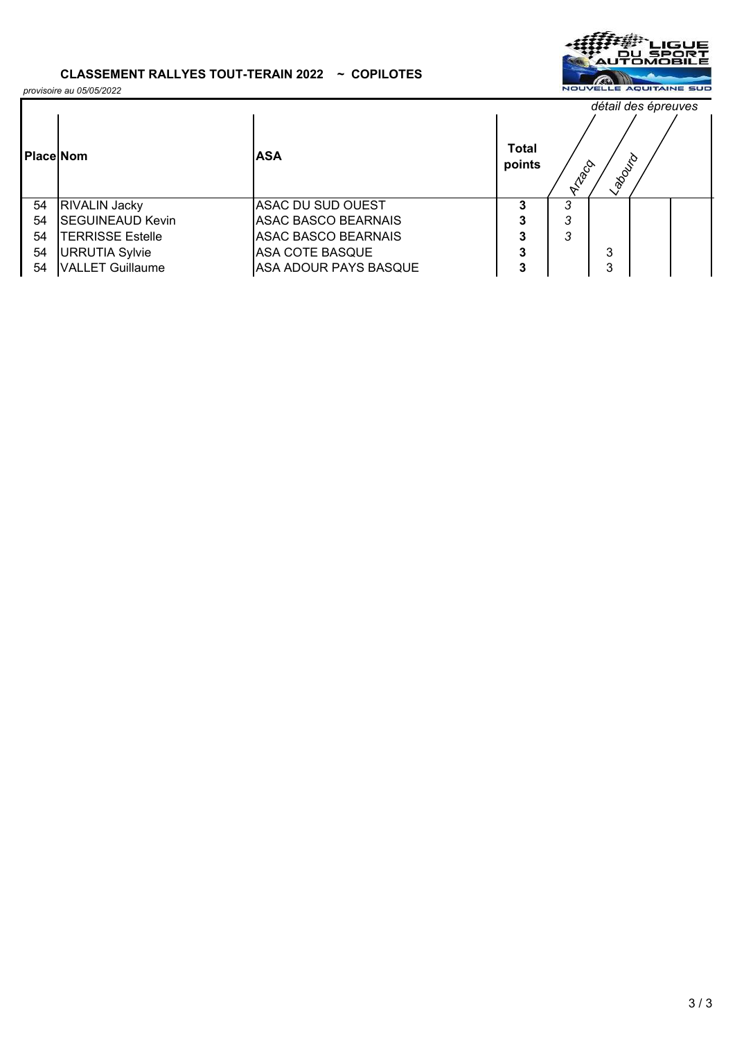**CLASSEMENT RALLYES TOUT-TERAIN 2022 ~ COPILOTES**

*provisoire au 05/05/2022*

| Place | Nom | ASA | Total points | Arzacq | Labourd | | |
|---|---|---|---|---|---|---|---|
| 54 | RIVALIN Jacky | ASAC DU SUD OUEST | **3** | 3 | | | |
| 54 | SEGUINEAUD Kevin | ASAC BASCO BEARNAIS | **3** | 3 | | | |
| 54 | TERRISSE Estelle | ASAC BASCO BEARNAIS | **3** | 3 | | | |
| 54 | URRUTIA Sylvie | ASA COTE BASQUE | **3** | | 3 | | |
| 54 | VALLET Guillaume | ASA ADOUR PAYS BASQUE | **3** | | 3 | | |

*détail des épreuves*